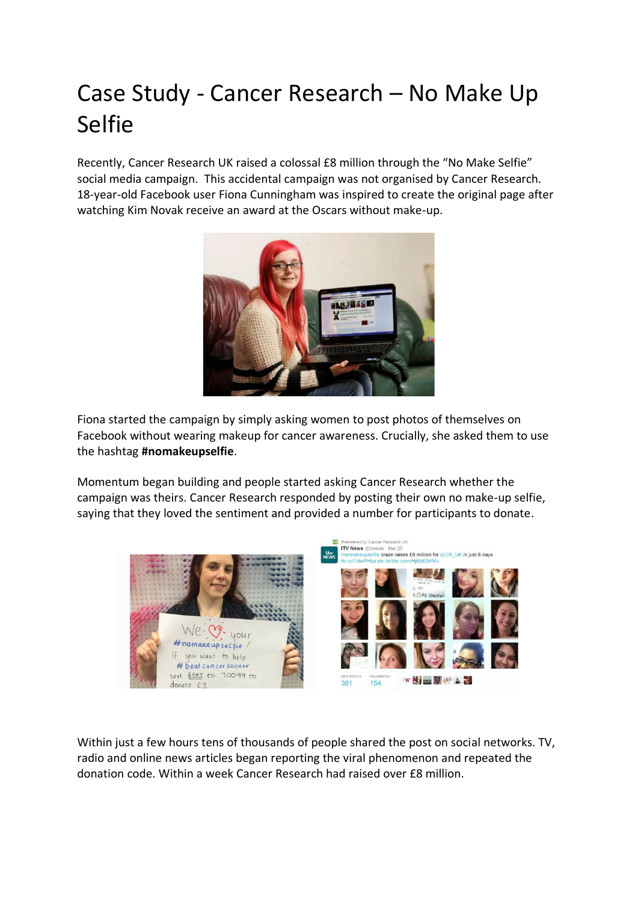# Case Study - Cancer Research – No Make Up Selfie

Recently, Cancer Research UK raised a colossal £8 million through the "No Make Selfie" social media campaign. This accidental campaign was not organised by Cancer Research. 18-year-old Facebook user Fiona Cunningham was inspired to create the original page after watching Kim Novak receive an award at the Oscars without make-up.

Fiona started the campaign by simply asking women to post photos of themselves on Facebook without wearing makeup for cancer awareness. Crucially, she asked them to use the hashtag **#nomakeupselfie**.

Momentum began building and people started asking Cancer Research whether the campaign was theirs. Cancer Research responded by posting their own no make-up selfie, saying that they loved the sentiment and provided a number for participants to donate.

Within just a few hours tens of thousands of people shared the post on social networks. TV, radio and online news articles began reporting the viral phenomenon and repeated the donation code. Within a week Cancer Research had raised over £8 million.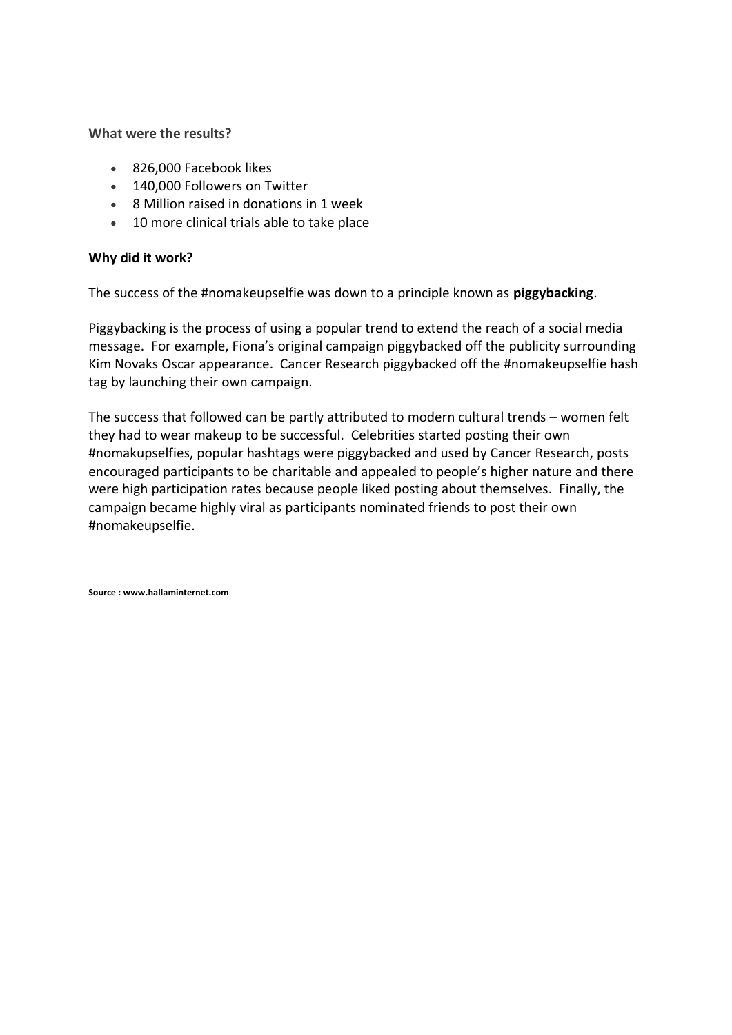**What were the results?**

- 826,000 Facebook likes
- 140,000 Followers on Twitter
- 8 Million raised in donations in 1 week
- 10 more clinical trials able to take place

**Why did it work?**

The success of the #nomakeupselfie was down to a principle known as **piggybacking**.

Piggybacking is the process of using a popular trend to extend the reach of a social media message. For example, Fiona's original campaign piggybacked off the publicity surrounding Kim Novaks Oscar appearance. Cancer Research piggybacked off the #nomakeupselfie hash tag by launching their own campaign.

The success that followed can be partly attributed to modern cultural trends – women felt they had to wear makeup to be successful. Celebrities started posting their own #nomakupselfies, popular hashtags were piggybacked and used by Cancer Research, posts encouraged participants to be charitable and appealed to people's higher nature and there were high participation rates because people liked posting about themselves. Finally, the campaign became highly viral as participants nominated friends to post their own #nomakeupselfie.

**Source : www.hallaminternet.com**